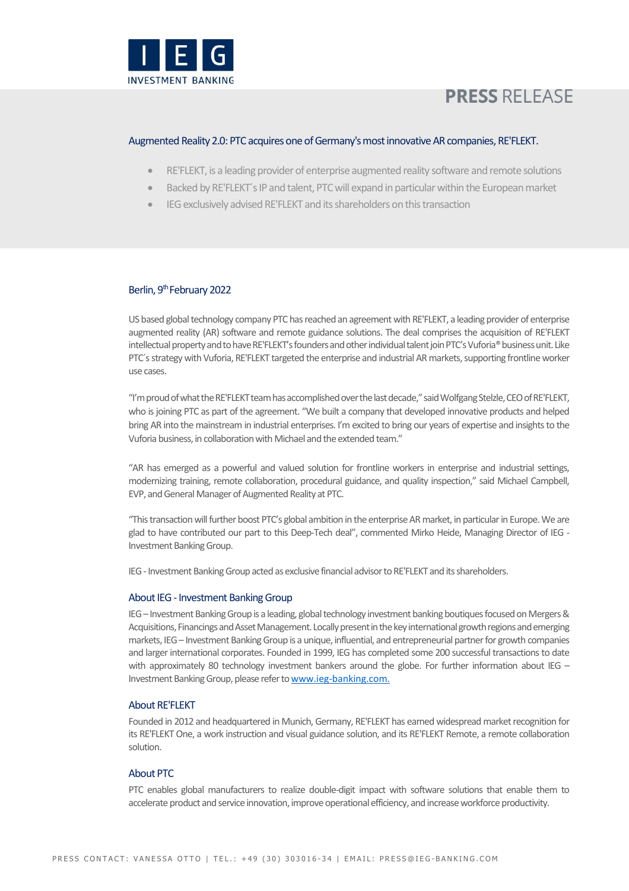IEG INVESTMENT BANKING

# PRESS RELEASE

## Augmented Reality 2.0: PTC acquires one of Germany's most innovative AR companies, RE'FLEKT.

- RE'FLEKT, is a leading provider of enterprise augmented reality software and remote solutions
- Backed by RE'FLEKT´s IP and talent, PTC will expand in particular within the European market
- IEG exclusively advised RE'FLEKT and its shareholders on this transaction

Berlin, 9th February 2022

US based global technology company PTC has reached an agreement with RE'FLEKT, a leading provider of enterprise augmented reality (AR) software and remote guidance solutions. The deal comprises the acquisition of RE'FLEKT intellectual property and to have RE'FLEKT's founders and other individual talent join PTC's Vuforia® business unit. Like PTC´s strategy with Vuforia, RE'FLEKT targeted the enterprise and industrial AR markets, supporting frontline worker use cases.

"I'm proud of what the RE'FLEKT team has accomplished over the last decade," said Wolfgang Stelzle, CEO of RE'FLEKT, who is joining PTC as part of the agreement. "We built a company that developed innovative products and helped bring AR into the mainstream in industrial enterprises. I'm excited to bring our years of expertise and insights to the Vuforia business, in collaboration with Michael and the extended team."

"AR has emerged as a powerful and valued solution for frontline workers in enterprise and industrial settings, modernizing training, remote collaboration, procedural guidance, and quality inspection," said Michael Campbell, EVP, and General Manager of Augmented Reality at PTC.

"This transaction will further boost PTC's global ambition in the enterprise AR market, in particular in Europe. We are glad to have contributed our part to this Deep-Tech deal", commented Mirko Heide, Managing Director of IEG - Investment Banking Group.

IEG - Investment Banking Group acted as exclusive financial advisor to RE'FLEKT and its shareholders.

### About IEG - Investment Banking Group

IEG – Investment Banking Group is a leading, global technology investment banking boutiques focused on Mergers & Acquisitions, Financings and Asset Management. Locally present in the key international growth regions and emerging markets, IEG – Investment Banking Group is a unique, influential, and entrepreneurial partner for growth companies and larger international corporates. Founded in 1999, IEG has completed some 200 successful transactions to date with approximately 80 technology investment bankers around the globe. For further information about IEG – Investment Banking Group, please refer to www.ieg-banking.com.

### About RE'FLEKT

Founded in 2012 and headquartered in Munich, Germany, RE'FLEKT has earned widespread market recognition for its RE'FLEKT One, a work instruction and visual guidance solution, and its RE'FLEKT Remote, a remote collaboration solution.

### About PTC

PTC enables global manufacturers to realize double-digit impact with software solutions that enable them to accelerate product and service innovation, improve operational efficiency, and increase workforce productivity.

PRESS CONTACT: VANESSA OTTO | TEL.: +49 (30) 303016-34 | EMAIL: PRESS@IEG-BANKING.COM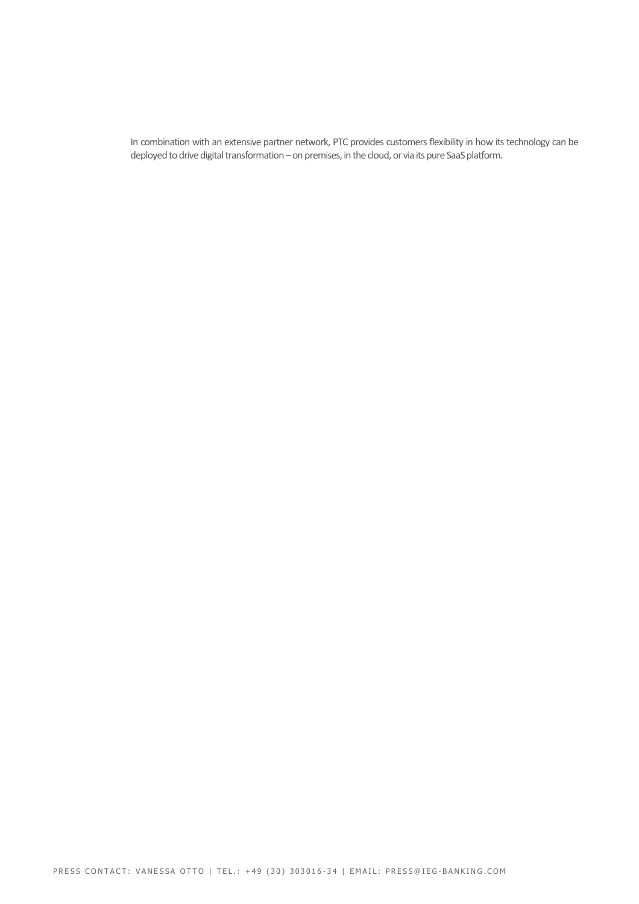In combination with an extensive partner network, PTC provides customers flexibility in how its technology can be deployed to drive digital transformation – on premises, in the cloud, or via its pure SaaS platform.

PRESS CONTACT: VANESSA OTTO | TEL.: +49 (30) 303016-34 | EMAIL: PRESS@IEG-BANKING.COM